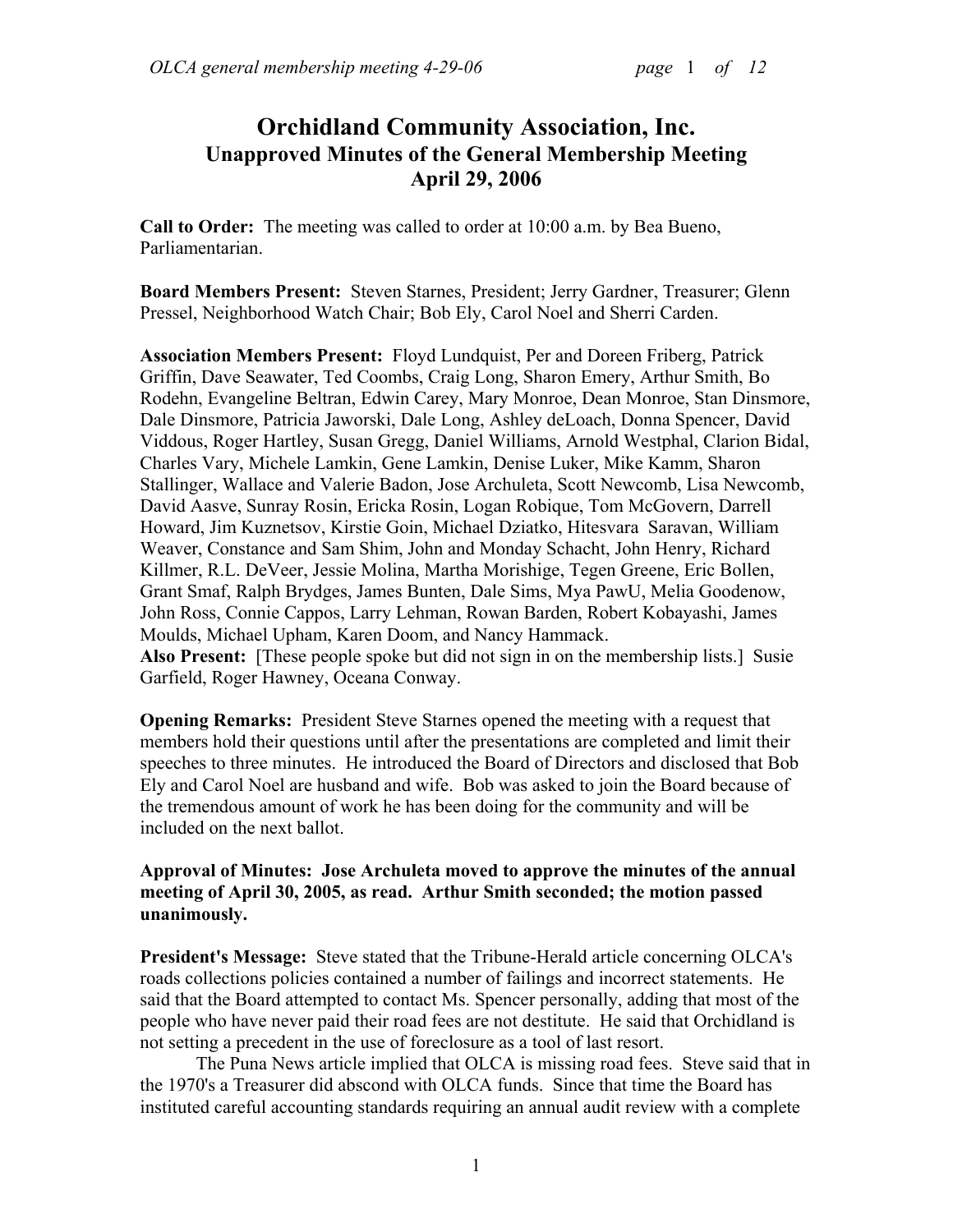# Orchidland Community Association, Inc.
## Unapproved Minutes of the General Membership Meeting
## April 29, 2006

**Call to Order:** The meeting was called to order at 10:00 a.m. by Bea Bueno, Parliamentarian.

**Board Members Present:** Steven Starnes, President; Jerry Gardner, Treasurer; Glenn Pressel, Neighborhood Watch Chair; Bob Ely, Carol Noel and Sherri Carden.

**Association Members Present:** Floyd Lundquist, Per and Doreen Friberg, Patrick Griffin, Dave Seawater, Ted Coombs, Craig Long, Sharon Emery, Arthur Smith, Bo Rodehn, Evangeline Beltran, Edwin Carey, Mary Monroe, Dean Monroe, Stan Dinsmore, Dale Dinsmore, Patricia Jaworski, Dale Long, Ashley deLoach, Donna Spencer, David Viddous, Roger Hartley, Susan Gregg, Daniel Williams, Arnold Westphal, Clarion Bidal, Charles Vary, Michele Lamkin, Gene Lamkin, Denise Luker, Mike Kamm, Sharon Stallinger, Wallace and Valerie Badon, Jose Archuleta, Scott Newcomb, Lisa Newcomb, David Aasve, Sunray Rosin, Ericka Rosin, Logan Robique, Tom McGovern, Darrell Howard, Jim Kuznetsov, Kirstie Goin, Michael Dziatko, Hitesvara Saravan, William Weaver, Constance and Sam Shim, John and Monday Schacht, John Henry, Richard Killmer, R.L. DeVeer, Jessie Molina, Martha Morishige, Tegen Greene, Eric Bollen, Grant Smaf, Ralph Brydges, James Bunten, Dale Sims, Mya PawU, Melia Goodenow, John Ross, Connie Cappos, Larry Lehman, Rowan Barden, Robert Kobayashi, James Moulds, Michael Upham, Karen Doom, and Nancy Hammack.

**Also Present:** [These people spoke but did not sign in on the membership lists.] Susie Garfield, Roger Hawney, Oceana Conway.

**Opening Remarks:** President Steve Starnes opened the meeting with a request that members hold their questions until after the presentations are completed and limit their speeches to three minutes. He introduced the Board of Directors and disclosed that Bob Ely and Carol Noel are husband and wife. Bob was asked to join the Board because of the tremendous amount of work he has been doing for the community and will be included on the next ballot.

**Approval of Minutes: Jose Archuleta moved to approve the minutes of the annual meeting of April 30, 2005, as read. Arthur Smith seconded; the motion passed unanimously.**

**President's Message:** Steve stated that the Tribune-Herald article concerning OLCA's roads collections policies contained a number of failings and incorrect statements. He said that the Board attempted to contact Ms. Spencer personally, adding that most of the people who have never paid their road fees are not destitute. He said that Orchidland is not setting a precedent in the use of foreclosure as a tool of last resort.

The Puna News article implied that OLCA is missing road fees. Steve said that in the 1970's a Treasurer did abscond with OLCA funds. Since that time the Board has instituted careful accounting standards requiring an annual audit review with a complete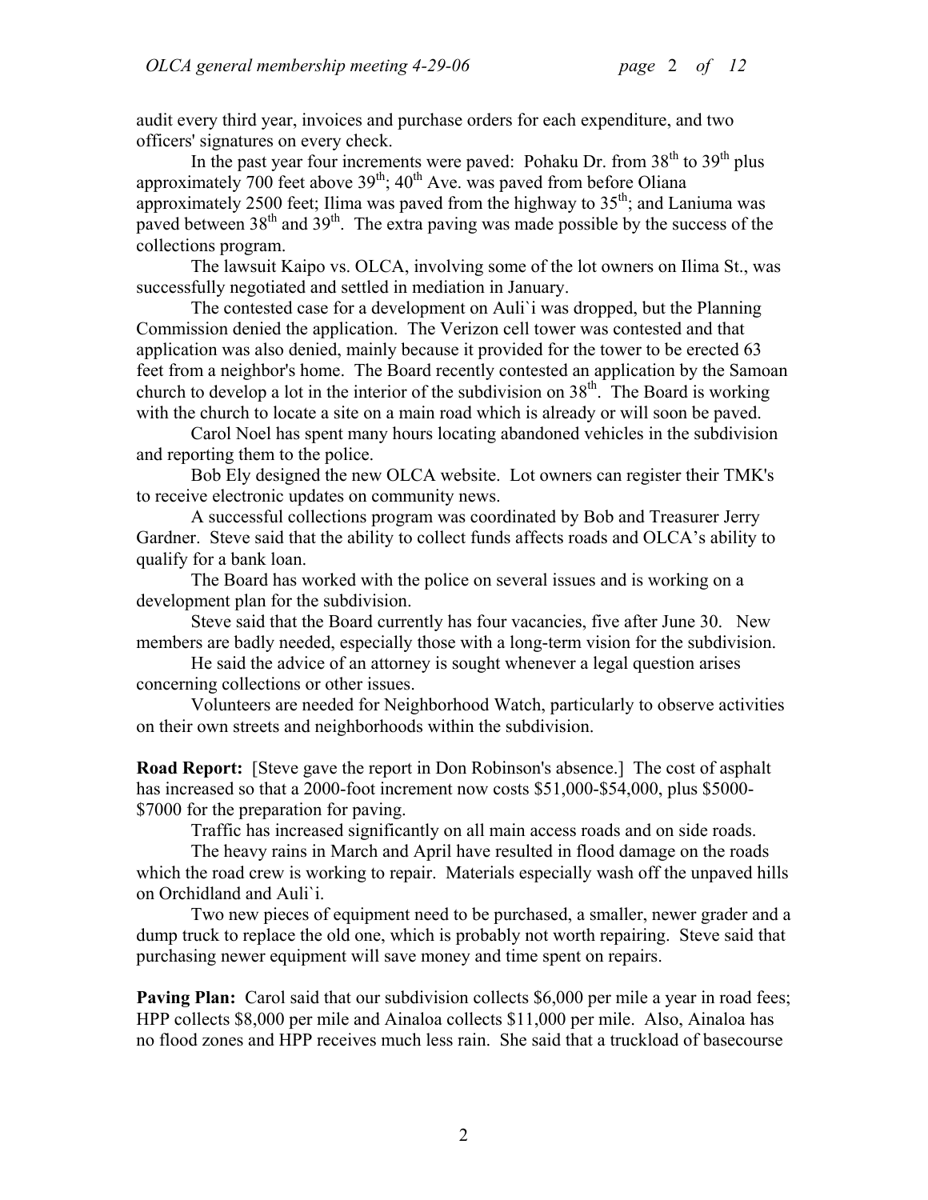audit every third year, invoices and purchase orders for each expenditure, and two officers' signatures on every check.

In the past year four increments were paved: Pohaku Dr. from 38th to 39th plus approximately 700 feet above 39th; 40th Ave. was paved from before Oliana approximately 2500 feet; Ilima was paved from the highway to 35th; and Laniuma was paved between 38th and 39th. The extra paving was made possible by the success of the collections program.

The lawsuit Kaipo vs. OLCA, involving some of the lot owners on Ilima St., was successfully negotiated and settled in mediation in January.

The contested case for a development on Auli`i was dropped, but the Planning Commission denied the application. The Verizon cell tower was contested and that application was also denied, mainly because it provided for the tower to be erected 63 feet from a neighbor's home. The Board recently contested an application by the Samoan church to develop a lot in the interior of the subdivision on 38th. The Board is working with the church to locate a site on a main road which is already or will soon be paved.

Carol Noel has spent many hours locating abandoned vehicles in the subdivision and reporting them to the police.

Bob Ely designed the new OLCA website. Lot owners can register their TMK's to receive electronic updates on community news.

A successful collections program was coordinated by Bob and Treasurer Jerry Gardner. Steve said that the ability to collect funds affects roads and OLCA's ability to qualify for a bank loan.

The Board has worked with the police on several issues and is working on a development plan for the subdivision.

Steve said that the Board currently has four vacancies, five after June 30. New members are badly needed, especially those with a long-term vision for the subdivision.

He said the advice of an attorney is sought whenever a legal question arises concerning collections or other issues.

Volunteers are needed for Neighborhood Watch, particularly to observe activities on their own streets and neighborhoods within the subdivision.

**Road Report:** [Steve gave the report in Don Robinson's absence.] The cost of asphalt has increased so that a 2000-foot increment now costs $51,000-$54,000, plus $5000-$7000 for the preparation for paving.

Traffic has increased significantly on all main access roads and on side roads.

The heavy rains in March and April have resulted in flood damage on the roads which the road crew is working to repair. Materials especially wash off the unpaved hills on Orchidland and Auli`i.

Two new pieces of equipment need to be purchased, a smaller, newer grader and a dump truck to replace the old one, which is probably not worth repairing. Steve said that purchasing newer equipment will save money and time spent on repairs.

**Paving Plan:** Carol said that our subdivision collects $6,000 per mile a year in road fees; HPP collects $8,000 per mile and Ainaloa collects $11,000 per mile. Also, Ainaloa has no flood zones and HPP receives much less rain. She said that a truckload of basecourse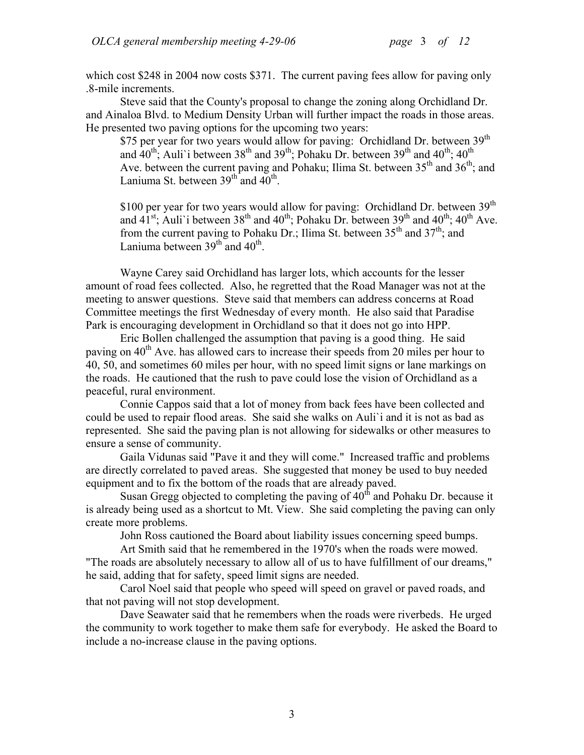which cost $248 in 2004 now costs $371. The current paving fees allow for paving only .8-mile increments.

Steve said that the County's proposal to change the zoning along Orchidland Dr. and Ainaloa Blvd. to Medium Density Urban will further impact the roads in those areas. He presented two paving options for the upcoming two years:

> $75 per year for two years would allow for paving: Orchidland Dr. between 39th and 40th; Auli`i between 38th and 39th; Pohaku Dr. between 39th and 40th; 40th Ave. between the current paving and Pohaku; Ilima St. between 35th and 36th; and Laniuma St. between 39th and 40th.
>
> $100 per year for two years would allow for paving: Orchidland Dr. between 39th and 41st; Auli`i between 38th and 40th; Pohaku Dr. between 39th and 40th; 40th Ave. from the current paving to Pohaku Dr.; Ilima St. between 35th and 37th; and Laniuma between 39th and 40th.

Wayne Carey said Orchidland has larger lots, which accounts for the lesser amount of road fees collected. Also, he regretted that the Road Manager was not at the meeting to answer questions. Steve said that members can address concerns at Road Committee meetings the first Wednesday of every month. He also said that Paradise Park is encouraging development in Orchidland so that it does not go into HPP.

Eric Bollen challenged the assumption that paving is a good thing. He said paving on 40th Ave. has allowed cars to increase their speeds from 20 miles per hour to 40, 50, and sometimes 60 miles per hour, with no speed limit signs or lane markings on the roads. He cautioned that the rush to pave could lose the vision of Orchidland as a peaceful, rural environment.

Connie Cappos said that a lot of money from back fees have been collected and could be used to repair flood areas. She said she walks on Auli`i and it is not as bad as represented. She said the paving plan is not allowing for sidewalks or other measures to ensure a sense of community.

Gaila Vidunas said "Pave it and they will come." Increased traffic and problems are directly correlated to paved areas. She suggested that money be used to buy needed equipment and to fix the bottom of the roads that are already paved.

Susan Gregg objected to completing the paving of 40th and Pohaku Dr. because it is already being used as a shortcut to Mt. View. She said completing the paving can only create more problems.

John Ross cautioned the Board about liability issues concerning speed bumps.

Art Smith said that he remembered in the 1970's when the roads were mowed. "The roads are absolutely necessary to allow all of us to have fulfillment of our dreams," he said, adding that for safety, speed limit signs are needed.

Carol Noel said that people who speed will speed on gravel or paved roads, and that not paving will not stop development.

Dave Seawater said that he remembers when the roads were riverbeds. He urged the community to work together to make them safe for everybody. He asked the Board to include a no-increase clause in the paving options.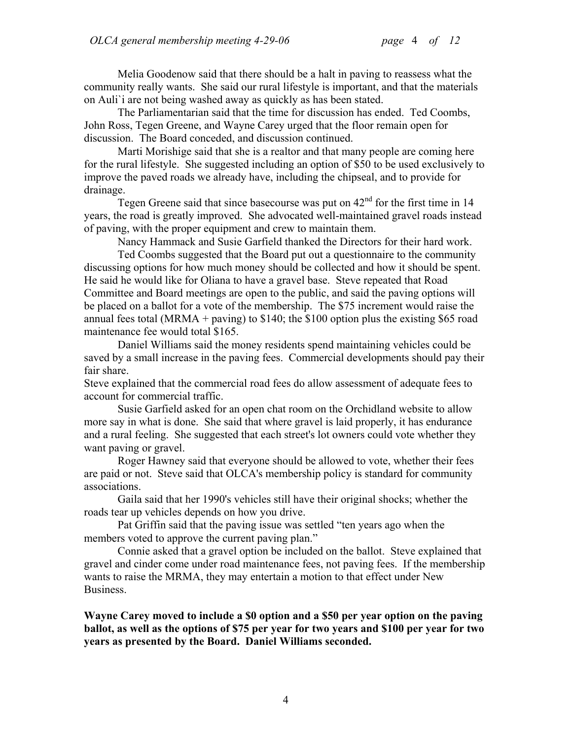Melia Goodenow said that there should be a halt in paving to reassess what the community really wants. She said our rural lifestyle is important, and that the materials on Auli`i are not being washed away as quickly as has been stated.

The Parliamentarian said that the time for discussion has ended. Ted Coombs, John Ross, Tegen Greene, and Wayne Carey urged that the floor remain open for discussion. The Board conceded, and discussion continued.

Marti Morishige said that she is a realtor and that many people are coming here for the rural lifestyle. She suggested including an option of $50 to be used exclusively to improve the paved roads we already have, including the chipseal, and to provide for drainage.

Tegen Greene said that since basecourse was put on 42nd for the first time in 14 years, the road is greatly improved. She advocated well-maintained gravel roads instead of paving, with the proper equipment and crew to maintain them.

Nancy Hammack and Susie Garfield thanked the Directors for their hard work.

Ted Coombs suggested that the Board put out a questionnaire to the community discussing options for how much money should be collected and how it should be spent. He said he would like for Oliana to have a gravel base. Steve repeated that Road Committee and Board meetings are open to the public, and said the paving options will be placed on a ballot for a vote of the membership. The $75 increment would raise the annual fees total (MRMA + paving) to $140; the $100 option plus the existing $65 road maintenance fee would total $165.

Daniel Williams said the money residents spend maintaining vehicles could be saved by a small increase in the paving fees. Commercial developments should pay their fair share.

Steve explained that the commercial road fees do allow assessment of adequate fees to account for commercial traffic.

Susie Garfield asked for an open chat room on the Orchidland website to allow more say in what is done. She said that where gravel is laid properly, it has endurance and a rural feeling. She suggested that each street's lot owners could vote whether they want paving or gravel.

Roger Hawney said that everyone should be allowed to vote, whether their fees are paid or not. Steve said that OLCA's membership policy is standard for community associations.

Gaila said that her 1990's vehicles still have their original shocks; whether the roads tear up vehicles depends on how you drive.

Pat Griffin said that the paving issue was settled "ten years ago when the members voted to approve the current paving plan."

Connie asked that a gravel option be included on the ballot. Steve explained that gravel and cinder come under road maintenance fees, not paving fees. If the membership wants to raise the MRMA, they may entertain a motion to that effect under New Business.

**Wayne Carey moved to include a $0 option and a $50 per year option on the paving ballot, as well as the options of $75 per year for two years and $100 per year for two years as presented by the Board. Daniel Williams seconded.**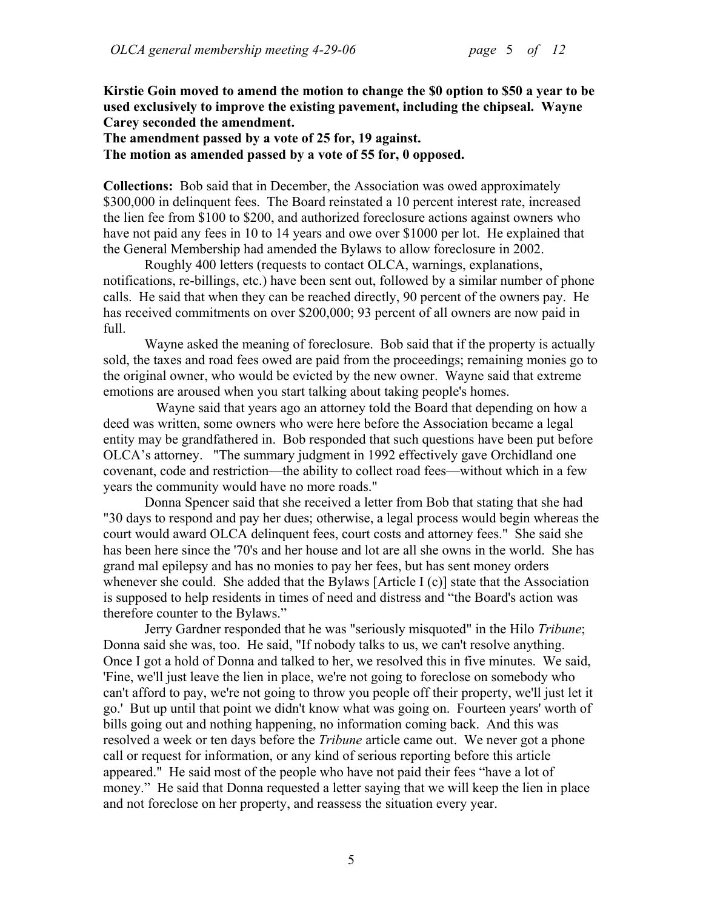**Kirstie Goin moved to amend the motion to change the $0 option to $50 a year to be used exclusively to improve the existing pavement, including the chipseal. Wayne Carey seconded the amendment.**
**The amendment passed by a vote of 25 for, 19 against.**
**The motion as amended passed by a vote of 55 for, 0 opposed.**

**Collections:** Bob said that in December, the Association was owed approximately $300,000 in delinquent fees. The Board reinstated a 10 percent interest rate, increased the lien fee from $100 to $200, and authorized foreclosure actions against owners who have not paid any fees in 10 to 14 years and owe over $1000 per lot. He explained that the General Membership had amended the Bylaws to allow foreclosure in 2002.

Roughly 400 letters (requests to contact OLCA, warnings, explanations, notifications, re-billings, etc.) have been sent out, followed by a similar number of phone calls. He said that when they can be reached directly, 90 percent of the owners pay. He has received commitments on over $200,000; 93 percent of all owners are now paid in full.

Wayne asked the meaning of foreclosure. Bob said that if the property is actually sold, the taxes and road fees owed are paid from the proceedings; remaining monies go to the original owner, who would be evicted by the new owner. Wayne said that extreme emotions are aroused when you start talking about taking people's homes.

Wayne said that years ago an attorney told the Board that depending on how a deed was written, some owners who were here before the Association became a legal entity may be grandfathered in. Bob responded that such questions have been put before OLCA's attorney. "The summary judgment in 1992 effectively gave Orchidland one covenant, code and restriction—the ability to collect road fees—without which in a few years the community would have no more roads."

Donna Spencer said that she received a letter from Bob that stating that she had "30 days to respond and pay her dues; otherwise, a legal process would begin whereas the court would award OLCA delinquent fees, court costs and attorney fees." She said she has been here since the '70's and her house and lot are all she owns in the world. She has grand mal epilepsy and has no monies to pay her fees, but has sent money orders whenever she could. She added that the Bylaws [Article I (c)] state that the Association is supposed to help residents in times of need and distress and "the Board's action was therefore counter to the Bylaws."

Jerry Gardner responded that he was "seriously misquoted" in the Hilo *Tribune*; Donna said she was, too. He said, "If nobody talks to us, we can't resolve anything. Once I got a hold of Donna and talked to her, we resolved this in five minutes. We said, 'Fine, we'll just leave the lien in place, we're not going to foreclose on somebody who can't afford to pay, we're not going to throw you people off their property, we'll just let it go.' But up until that point we didn't know what was going on. Fourteen years' worth of bills going out and nothing happening, no information coming back. And this was resolved a week or ten days before the *Tribune* article came out. We never got a phone call or request for information, or any kind of serious reporting before this article appeared." He said most of the people who have not paid their fees "have a lot of money." He said that Donna requested a letter saying that we will keep the lien in place and not foreclose on her property, and reassess the situation every year.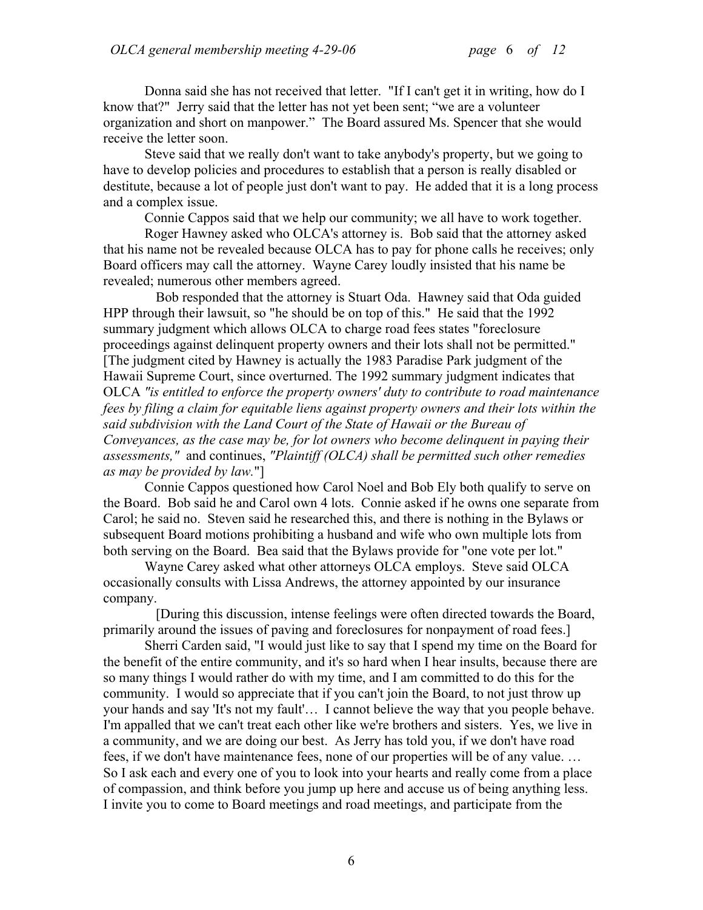Donna said she has not received that letter. "If I can't get it in writing, how do I know that?" Jerry said that the letter has not yet been sent; "we are a volunteer organization and short on manpower." The Board assured Ms. Spencer that she would receive the letter soon.

Steve said that we really don't want to take anybody's property, but we going to have to develop policies and procedures to establish that a person is really disabled or destitute, because a lot of people just don't want to pay. He added that it is a long process and a complex issue.

Connie Cappos said that we help our community; we all have to work together.

Roger Hawney asked who OLCA's attorney is. Bob said that the attorney asked that his name not be revealed because OLCA has to pay for phone calls he receives; only Board officers may call the attorney. Wayne Carey loudly insisted that his name be revealed; numerous other members agreed.

Bob responded that the attorney is Stuart Oda. Hawney said that Oda guided HPP through their lawsuit, so "he should be on top of this." He said that the 1992 summary judgment which allows OLCA to charge road fees states "foreclosure proceedings against delinquent property owners and their lots shall not be permitted." [The judgment cited by Hawney is actually the 1983 Paradise Park judgment of the Hawaii Supreme Court, since overturned. The 1992 summary judgment indicates that OLCA *"is entitled to enforce the property owners' duty to contribute to road maintenance fees by filing a claim for equitable liens against property owners and their lots within the said subdivision with the Land Court of the State of Hawaii or the Bureau of Conveyances, as the case may be, for lot owners who become delinquent in paying their assessments,"* and continues, *"Plaintiff (OLCA) shall be permitted such other remedies as may be provided by law."*]

Connie Cappos questioned how Carol Noel and Bob Ely both qualify to serve on the Board. Bob said he and Carol own 4 lots. Connie asked if he owns one separate from Carol; he said no. Steven said he researched this, and there is nothing in the Bylaws or subsequent Board motions prohibiting a husband and wife who own multiple lots from both serving on the Board. Bea said that the Bylaws provide for "one vote per lot."

Wayne Carey asked what other attorneys OLCA employs. Steve said OLCA occasionally consults with Lissa Andrews, the attorney appointed by our insurance company.

[During this discussion, intense feelings were often directed towards the Board, primarily around the issues of paving and foreclosures for nonpayment of road fees.]

Sherri Carden said, "I would just like to say that I spend my time on the Board for the benefit of the entire community, and it's so hard when I hear insults, because there are so many things I would rather do with my time, and I am committed to do this for the community. I would so appreciate that if you can't join the Board, to not just throw up your hands and say 'It's not my fault'… I cannot believe the way that you people behave. I'm appalled that we can't treat each other like we're brothers and sisters. Yes, we live in a community, and we are doing our best. As Jerry has told you, if we don't have road fees, if we don't have maintenance fees, none of our properties will be of any value. … So I ask each and every one of you to look into your hearts and really come from a place of compassion, and think before you jump up here and accuse us of being anything less. I invite you to come to Board meetings and road meetings, and participate from the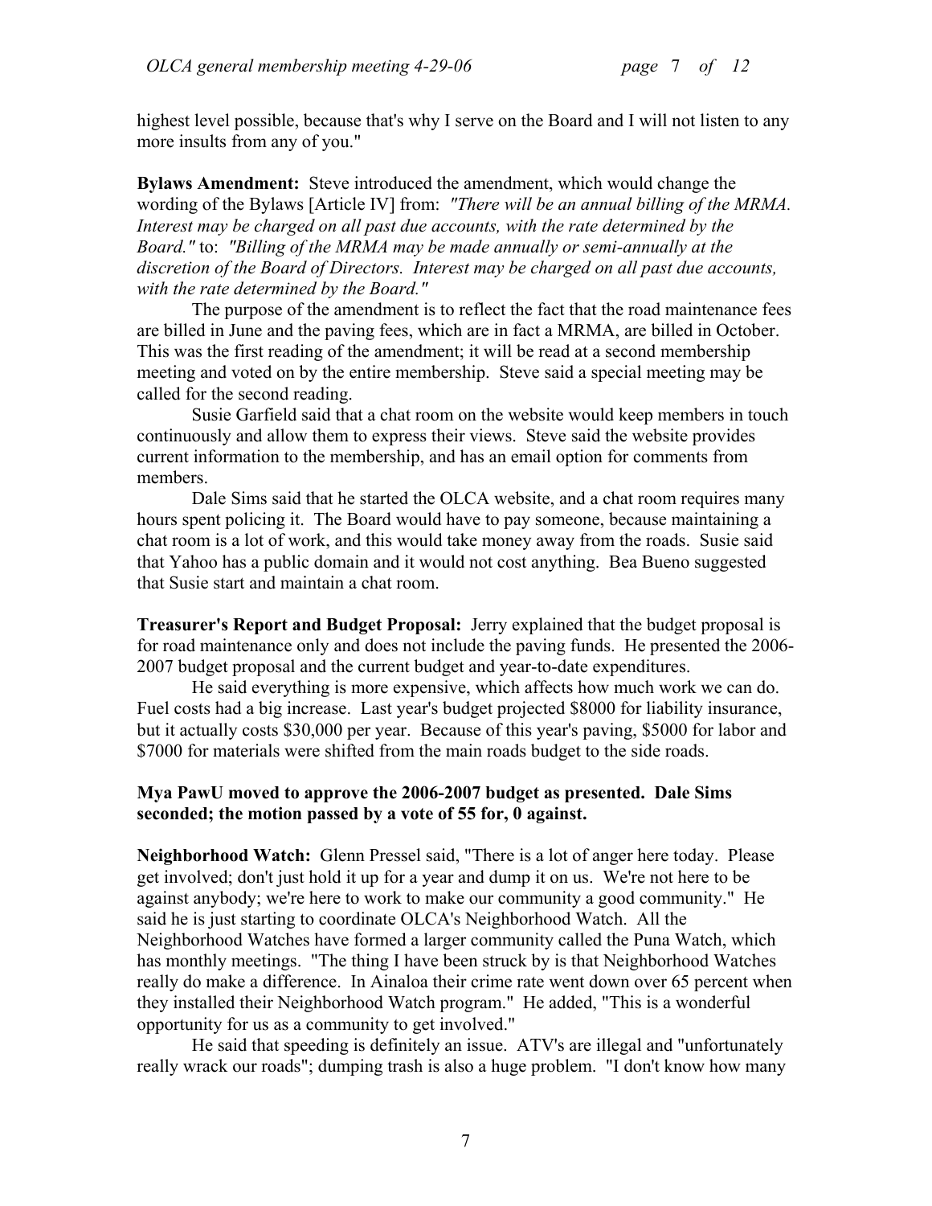highest level possible, because that's why I serve on the Board and I will not listen to any more insults from any of you."

**Bylaws Amendment:** Steve introduced the amendment, which would change the wording of the Bylaws [Article IV] from: *"There will be an annual billing of the MRMA. Interest may be charged on all past due accounts, with the rate determined by the Board."* to: *"Billing of the MRMA may be made annually or semi-annually at the discretion of the Board of Directors. Interest may be charged on all past due accounts, with the rate determined by the Board."*

The purpose of the amendment is to reflect the fact that the road maintenance fees are billed in June and the paving fees, which are in fact a MRMA, are billed in October. This was the first reading of the amendment; it will be read at a second membership meeting and voted on by the entire membership. Steve said a special meeting may be called for the second reading.

Susie Garfield said that a chat room on the website would keep members in touch continuously and allow them to express their views. Steve said the website provides current information to the membership, and has an email option for comments from members.

Dale Sims said that he started the OLCA website, and a chat room requires many hours spent policing it. The Board would have to pay someone, because maintaining a chat room is a lot of work, and this would take money away from the roads. Susie said that Yahoo has a public domain and it would not cost anything. Bea Bueno suggested that Susie start and maintain a chat room.

**Treasurer's Report and Budget Proposal:** Jerry explained that the budget proposal is for road maintenance only and does not include the paving funds. He presented the 2006-2007 budget proposal and the current budget and year-to-date expenditures.

He said everything is more expensive, which affects how much work we can do. Fuel costs had a big increase. Last year's budget projected $8000 for liability insurance, but it actually costs $30,000 per year. Because of this year's paving, $5000 for labor and $7000 for materials were shifted from the main roads budget to the side roads.

**Mya PawU moved to approve the 2006-2007 budget as presented. Dale Sims seconded; the motion passed by a vote of 55 for, 0 against.**

**Neighborhood Watch:** Glenn Pressel said, "There is a lot of anger here today. Please get involved; don't just hold it up for a year and dump it on us. We're not here to be against anybody; we're here to work to make our community a good community." He said he is just starting to coordinate OLCA's Neighborhood Watch. All the Neighborhood Watches have formed a larger community called the Puna Watch, which has monthly meetings. "The thing I have been struck by is that Neighborhood Watches really do make a difference. In Ainaloa their crime rate went down over 65 percent when they installed their Neighborhood Watch program." He added, "This is a wonderful opportunity for us as a community to get involved."

He said that speeding is definitely an issue. ATV's are illegal and "unfortunately really wrack our roads"; dumping trash is also a huge problem. "I don't know how many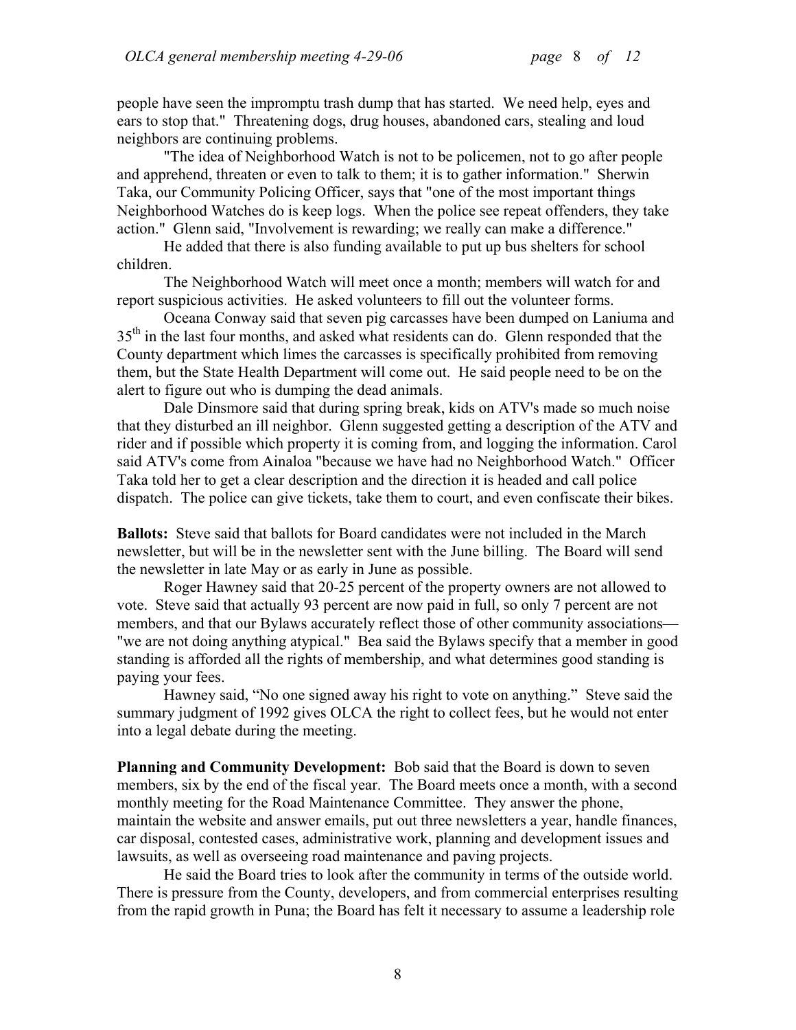people have seen the impromptu trash dump that has started. We need help, eyes and ears to stop that." Threatening dogs, drug houses, abandoned cars, stealing and loud neighbors are continuing problems.

"The idea of Neighborhood Watch is not to be policemen, not to go after people and apprehend, threaten or even to talk to them; it is to gather information." Sherwin Taka, our Community Policing Officer, says that "one of the most important things Neighborhood Watches do is keep logs. When the police see repeat offenders, they take action." Glenn said, "Involvement is rewarding; we really can make a difference."

He added that there is also funding available to put up bus shelters for school children.

The Neighborhood Watch will meet once a month; members will watch for and report suspicious activities. He asked volunteers to fill out the volunteer forms.

Oceana Conway said that seven pig carcasses have been dumped on Laniuma and 35th in the last four months, and asked what residents can do. Glenn responded that the County department which limes the carcasses is specifically prohibited from removing them, but the State Health Department will come out. He said people need to be on the alert to figure out who is dumping the dead animals.

Dale Dinsmore said that during spring break, kids on ATV's made so much noise that they disturbed an ill neighbor. Glenn suggested getting a description of the ATV and rider and if possible which property it is coming from, and logging the information. Carol said ATV's come from Ainaloa "because we have had no Neighborhood Watch." Officer Taka told her to get a clear description and the direction it is headed and call police dispatch. The police can give tickets, take them to court, and even confiscate their bikes.

**Ballots:** Steve said that ballots for Board candidates were not included in the March newsletter, but will be in the newsletter sent with the June billing. The Board will send the newsletter in late May or as early in June as possible.

Roger Hawney said that 20-25 percent of the property owners are not allowed to vote. Steve said that actually 93 percent are now paid in full, so only 7 percent are not members, and that our Bylaws accurately reflect those of other community associations— "we are not doing anything atypical." Bea said the Bylaws specify that a member in good standing is afforded all the rights of membership, and what determines good standing is paying your fees.

Hawney said, "No one signed away his right to vote on anything." Steve said the summary judgment of 1992 gives OLCA the right to collect fees, but he would not enter into a legal debate during the meeting.

**Planning and Community Development:** Bob said that the Board is down to seven members, six by the end of the fiscal year. The Board meets once a month, with a second monthly meeting for the Road Maintenance Committee. They answer the phone, maintain the website and answer emails, put out three newsletters a year, handle finances, car disposal, contested cases, administrative work, planning and development issues and lawsuits, as well as overseeing road maintenance and paving projects.

He said the Board tries to look after the community in terms of the outside world. There is pressure from the County, developers, and from commercial enterprises resulting from the rapid growth in Puna; the Board has felt it necessary to assume a leadership role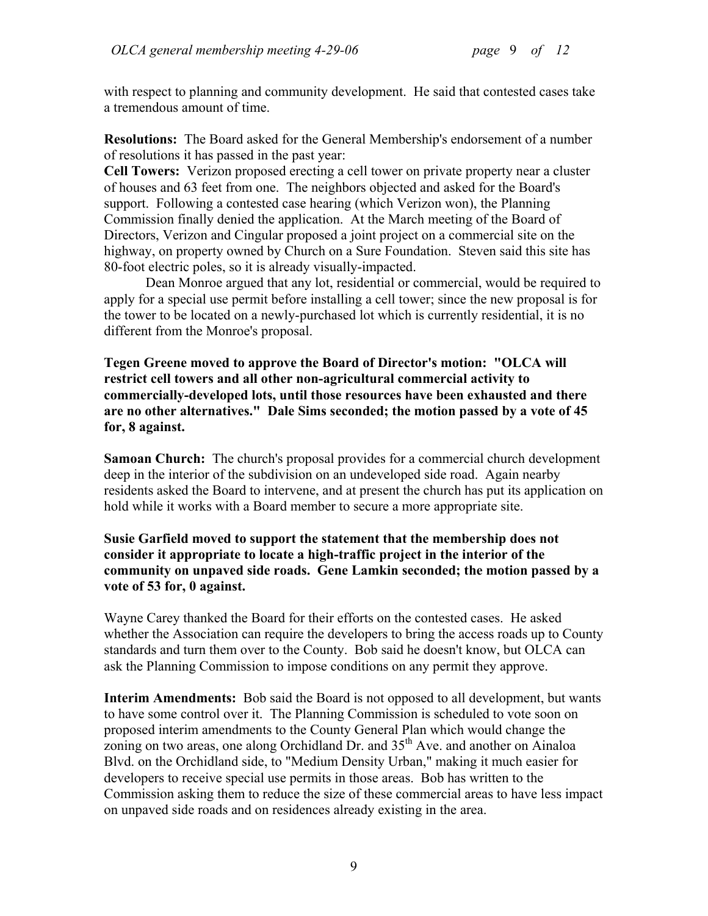with respect to planning and community development. He said that contested cases take a tremendous amount of time.

**Resolutions:** The Board asked for the General Membership's endorsement of a number of resolutions it has passed in the past year:

**Cell Towers:** Verizon proposed erecting a cell tower on private property near a cluster of houses and 63 feet from one. The neighbors objected and asked for the Board's support. Following a contested case hearing (which Verizon won), the Planning Commission finally denied the application. At the March meeting of the Board of Directors, Verizon and Cingular proposed a joint project on a commercial site on the highway, on property owned by Church on a Sure Foundation. Steven said this site has 80-foot electric poles, so it is already visually-impacted.

Dean Monroe argued that any lot, residential or commercial, would be required to apply for a special use permit before installing a cell tower; since the new proposal is for the tower to be located on a newly-purchased lot which is currently residential, it is no different from the Monroe's proposal.

**Tegen Greene moved to approve the Board of Director's motion: "OLCA will restrict cell towers and all other non-agricultural commercial activity to commercially-developed lots, until those resources have been exhausted and there are no other alternatives." Dale Sims seconded; the motion passed by a vote of 45 for, 8 against.**

**Samoan Church:** The church's proposal provides for a commercial church development deep in the interior of the subdivision on an undeveloped side road. Again nearby residents asked the Board to intervene, and at present the church has put its application on hold while it works with a Board member to secure a more appropriate site.

**Susie Garfield moved to support the statement that the membership does not consider it appropriate to locate a high-traffic project in the interior of the community on unpaved side roads. Gene Lamkin seconded; the motion passed by a vote of 53 for, 0 against.**

Wayne Carey thanked the Board for their efforts on the contested cases. He asked whether the Association can require the developers to bring the access roads up to County standards and turn them over to the County. Bob said he doesn't know, but OLCA can ask the Planning Commission to impose conditions on any permit they approve.

**Interim Amendments:** Bob said the Board is not opposed to all development, but wants to have some control over it. The Planning Commission is scheduled to vote soon on proposed interim amendments to the County General Plan which would change the zoning on two areas, one along Orchidland Dr. and 35th Ave. and another on Ainaloa Blvd. on the Orchidland side, to "Medium Density Urban," making it much easier for developers to receive special use permits in those areas. Bob has written to the Commission asking them to reduce the size of these commercial areas to have less impact on unpaved side roads and on residences already existing in the area.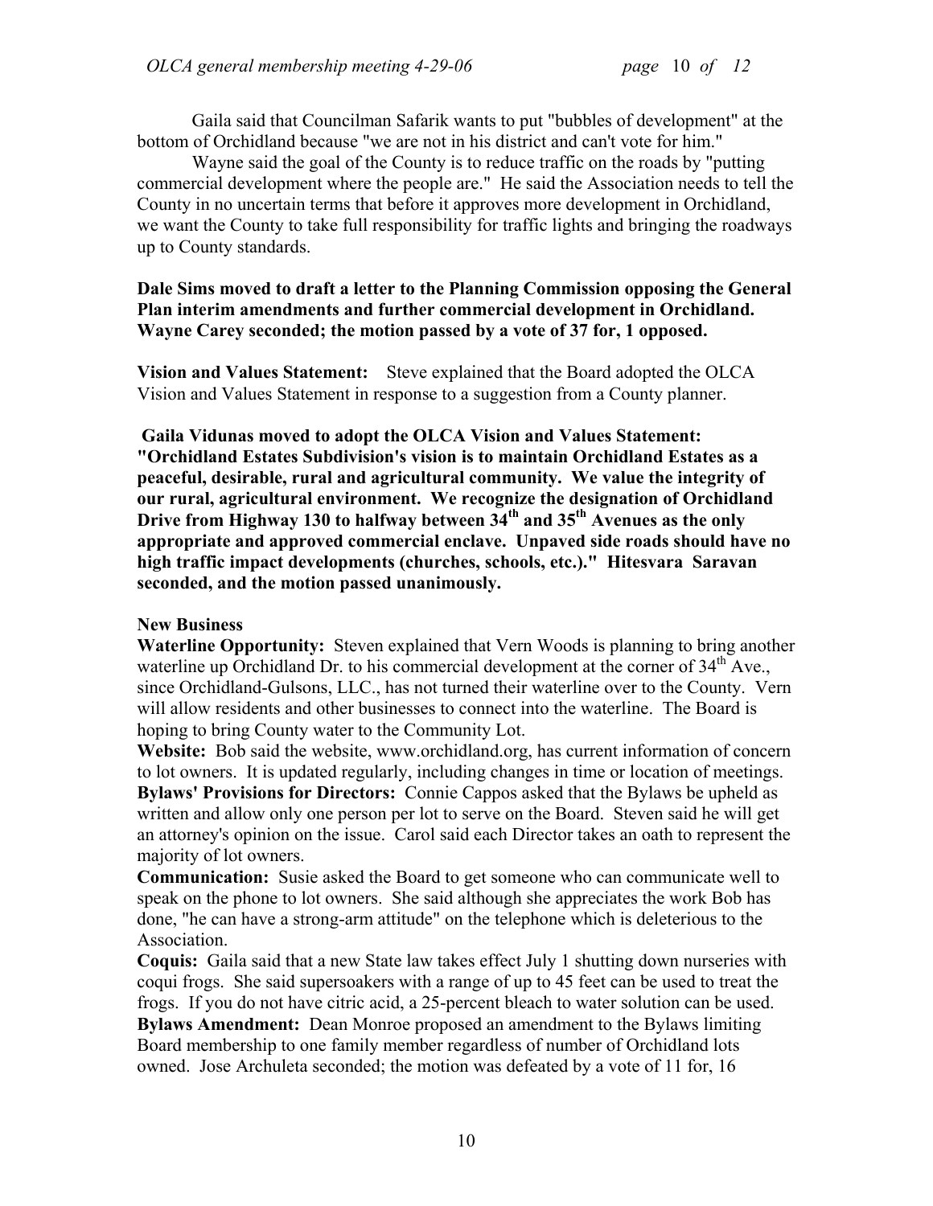Gaila said that Councilman Safarik wants to put "bubbles of development" at the bottom of Orchidland because "we are not in his district and can't vote for him."

Wayne said the goal of the County is to reduce traffic on the roads by "putting commercial development where the people are." He said the Association needs to tell the County in no uncertain terms that before it approves more development in Orchidland, we want the County to take full responsibility for traffic lights and bringing the roadways up to County standards.

**Dale Sims moved to draft a letter to the Planning Commission opposing the General Plan interim amendments and further commercial development in Orchidland. Wayne Carey seconded; the motion passed by a vote of 37 for, 1 opposed.**

**Vision and Values Statement:** Steve explained that the Board adopted the OLCA Vision and Values Statement in response to a suggestion from a County planner.

**Gaila Vidunas moved to adopt the OLCA Vision and Values Statement: "Orchidland Estates Subdivision's vision is to maintain Orchidland Estates as a peaceful, desirable, rural and agricultural community. We value the integrity of our rural, agricultural environment. We recognize the designation of Orchidland Drive from Highway 130 to halfway between 34th and 35th Avenues as the only appropriate and approved commercial enclave. Unpaved side roads should have no high traffic impact developments (churches, schools, etc.)." Hitesvara Saravan seconded, and the motion passed unanimously.**

**New Business**

**Waterline Opportunity:** Steven explained that Vern Woods is planning to bring another waterline up Orchidland Dr. to his commercial development at the corner of 34th Ave., since Orchidland-Gulsons, LLC., has not turned their waterline over to the County. Vern will allow residents and other businesses to connect into the waterline. The Board is hoping to bring County water to the Community Lot.

**Website:** Bob said the website, www.orchidland.org, has current information of concern to lot owners. It is updated regularly, including changes in time or location of meetings.

**Bylaws' Provisions for Directors:** Connie Cappos asked that the Bylaws be upheld as written and allow only one person per lot to serve on the Board. Steven said he will get an attorney's opinion on the issue. Carol said each Director takes an oath to represent the majority of lot owners.

**Communication:** Susie asked the Board to get someone who can communicate well to speak on the phone to lot owners. She said although she appreciates the work Bob has done, "he can have a strong-arm attitude" on the telephone which is deleterious to the Association.

**Coquis:** Gaila said that a new State law takes effect July 1 shutting down nurseries with coqui frogs. She said supersoakers with a range of up to 45 feet can be used to treat the frogs. If you do not have citric acid, a 25-percent bleach to water solution can be used.

**Bylaws Amendment:** Dean Monroe proposed an amendment to the Bylaws limiting Board membership to one family member regardless of number of Orchidland lots owned. Jose Archuleta seconded; the motion was defeated by a vote of 11 for, 16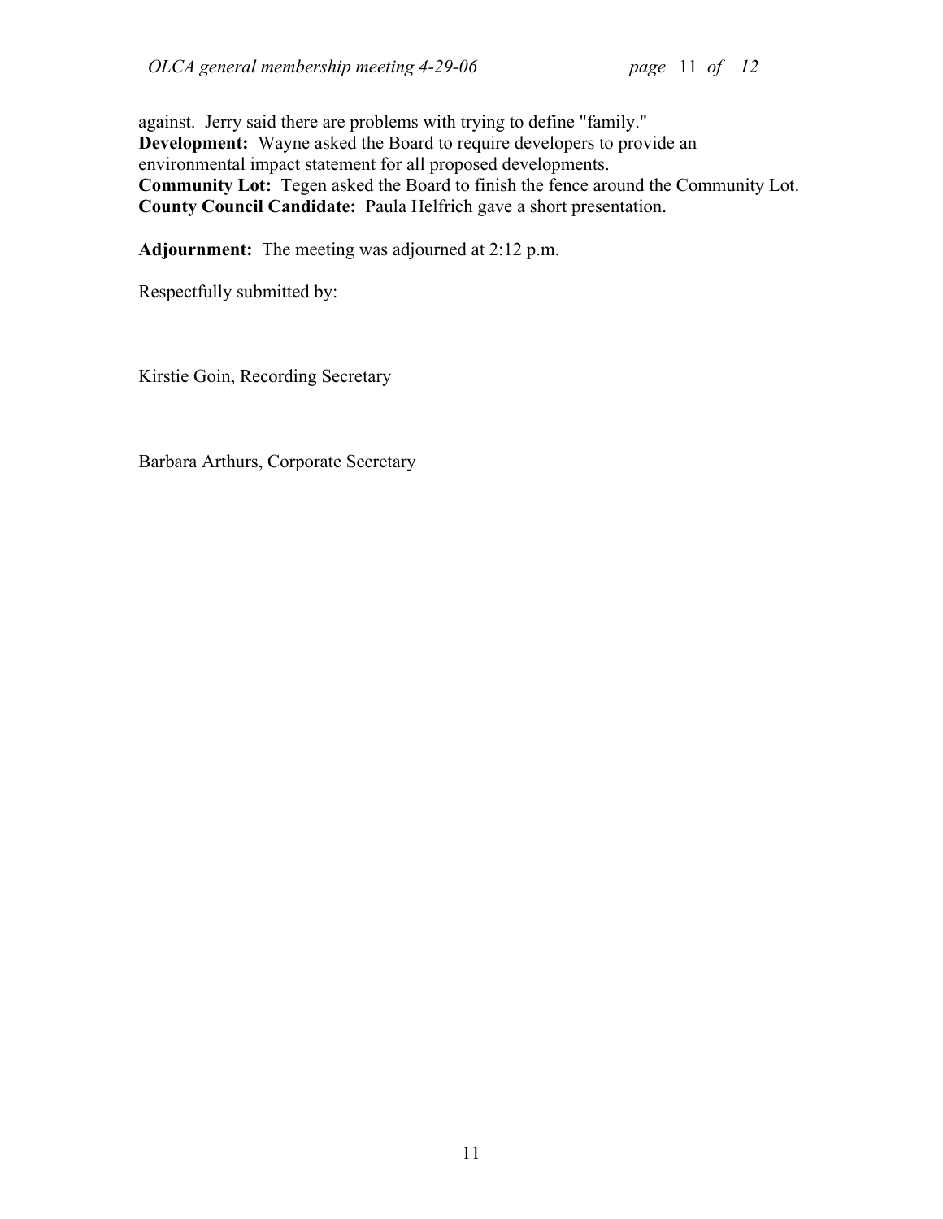against. Jerry said there are problems with trying to define "family."
**Development:** Wayne asked the Board to require developers to provide an environmental impact statement for all proposed developments.
**Community Lot:** Tegen asked the Board to finish the fence around the Community Lot.
**County Council Candidate:** Paula Helfrich gave a short presentation.

**Adjournment:** The meeting was adjourned at 2:12 p.m.

Respectfully submitted by:

Kirstie Goin, Recording Secretary

Barbara Arthurs, Corporate Secretary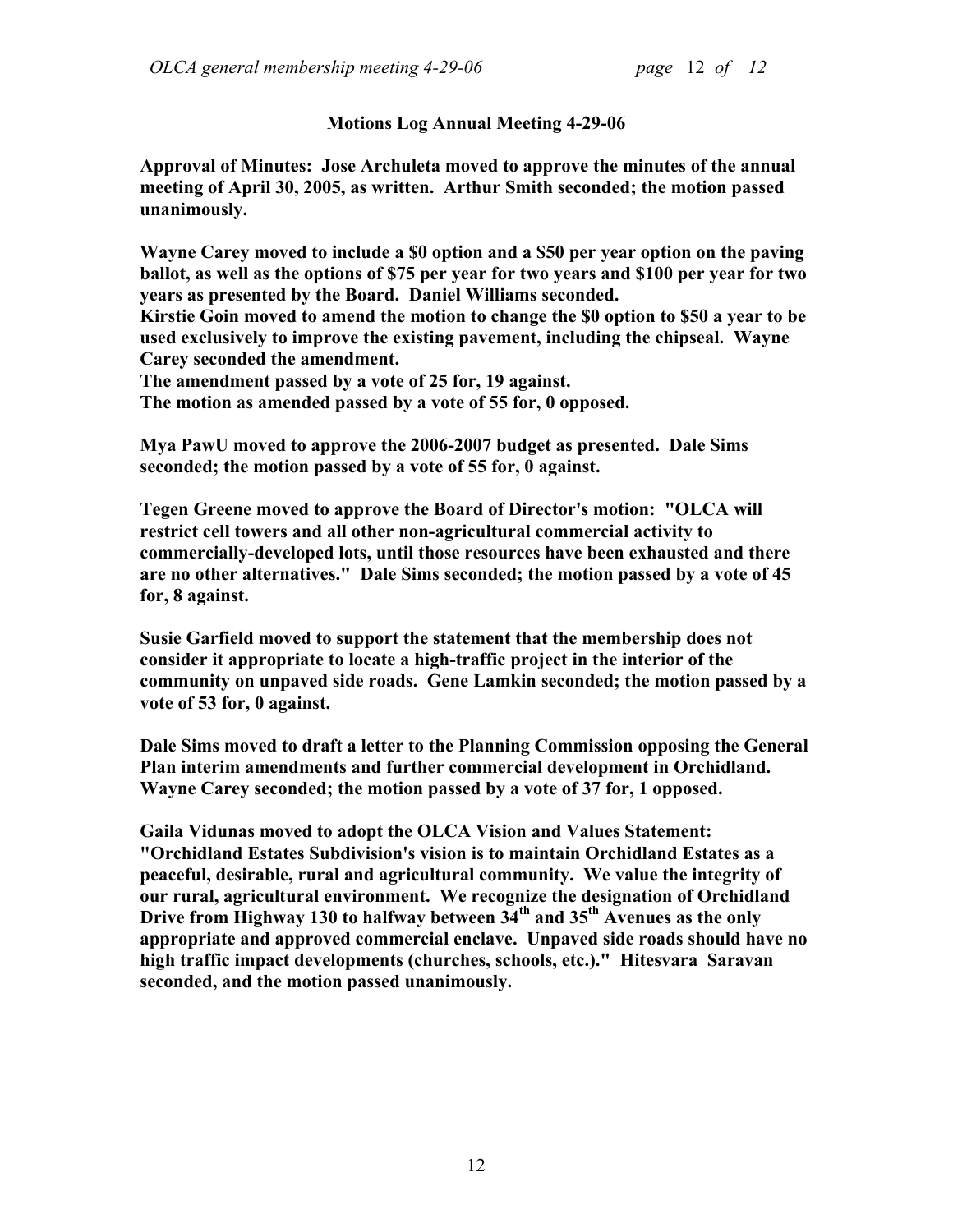**Motions Log Annual Meeting 4-29-06**

**Approval of Minutes: Jose Archuleta moved to approve the minutes of the annual meeting of April 30, 2005, as written. Arthur Smith seconded; the motion passed unanimously.**

**Wayne Carey moved to include a $0 option and a $50 per year option on the paving ballot, as well as the options of $75 per year for two years and $100 per year for two years as presented by the Board. Daniel Williams seconded.**
**Kirstie Goin moved to amend the motion to change the $0 option to $50 a year to be used exclusively to improve the existing pavement, including the chipseal. Wayne Carey seconded the amendment.**
**The amendment passed by a vote of 25 for, 19 against.**
**The motion as amended passed by a vote of 55 for, 0 opposed.**

**Mya PawU moved to approve the 2006-2007 budget as presented. Dale Sims seconded; the motion passed by a vote of 55 for, 0 against.**

**Tegen Greene moved to approve the Board of Director's motion: "OLCA will restrict cell towers and all other non-agricultural commercial activity to commercially-developed lots, until those resources have been exhausted and there are no other alternatives." Dale Sims seconded; the motion passed by a vote of 45 for, 8 against.**

**Susie Garfield moved to support the statement that the membership does not consider it appropriate to locate a high-traffic project in the interior of the community on unpaved side roads. Gene Lamkin seconded; the motion passed by a vote of 53 for, 0 against.**

**Dale Sims moved to draft a letter to the Planning Commission opposing the General Plan interim amendments and further commercial development in Orchidland. Wayne Carey seconded; the motion passed by a vote of 37 for, 1 opposed.**

**Gaila Vidunas moved to adopt the OLCA Vision and Values Statement: "Orchidland Estates Subdivision's vision is to maintain Orchidland Estates as a peaceful, desirable, rural and agricultural community. We value the integrity of our rural, agricultural environment. We recognize the designation of Orchidland Drive from Highway 130 to halfway between 34th and 35th Avenues as the only appropriate and approved commercial enclave. Unpaved side roads should have no high traffic impact developments (churches, schools, etc.)." Hitesvara Saravan seconded, and the motion passed unanimously.**